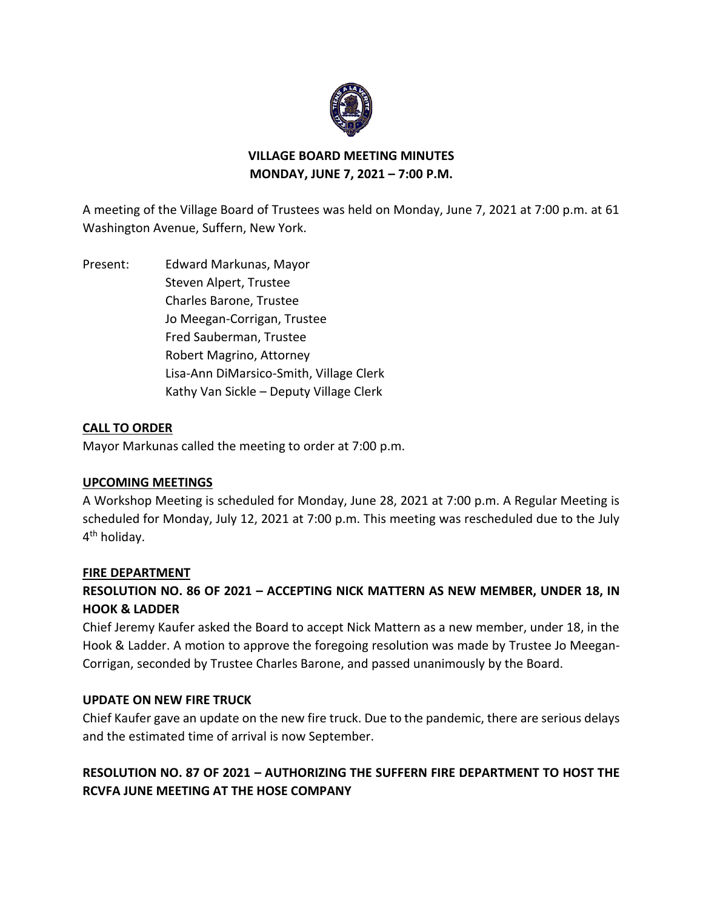**VILLAGE BOARD MEETING MINUTES**
**MONDAY, JUNE 7, 2021 – 7:00 P.M.**

A meeting of the Village Board of Trustees was held on Monday, June 7, 2021 at 7:00 p.m. at 61 Washington Avenue, Suffern, New York.

Present:
- Edward Markunas, Mayor
- Steven Alpert, Trustee
- Charles Barone, Trustee
- Jo Meegan-Corrigan, Trustee
- Fred Sauberman, Trustee
- Robert Magrino, Attorney
- Lisa-Ann DiMarsico-Smith, Village Clerk
- Kathy Van Sickle – Deputy Village Clerk

**CALL TO ORDER**

Mayor Markunas called the meeting to order at 7:00 p.m.

**UPCOMING MEETINGS**

A Workshop Meeting is scheduled for Monday, June 28, 2021 at 7:00 p.m. A Regular Meeting is scheduled for Monday, July 12, 2021 at 7:00 p.m. This meeting was rescheduled due to the July 4th holiday.

**FIRE DEPARTMENT**

**RESOLUTION NO. 86 OF 2021 – ACCEPTING NICK MATTERN AS NEW MEMBER, UNDER 18, IN HOOK & LADDER**

Chief Jeremy Kaufer asked the Board to accept Nick Mattern as a new member, under 18, in the Hook & Ladder. A motion to approve the foregoing resolution was made by Trustee Jo Meegan-Corrigan, seconded by Trustee Charles Barone, and passed unanimously by the Board.

**UPDATE ON NEW FIRE TRUCK**

Chief Kaufer gave an update on the new fire truck. Due to the pandemic, there are serious delays and the estimated time of arrival is now September.

**RESOLUTION NO. 87 OF 2021 – AUTHORIZING THE SUFFERN FIRE DEPARTMENT TO HOST THE RCVFA JUNE MEETING AT THE HOSE COMPANY**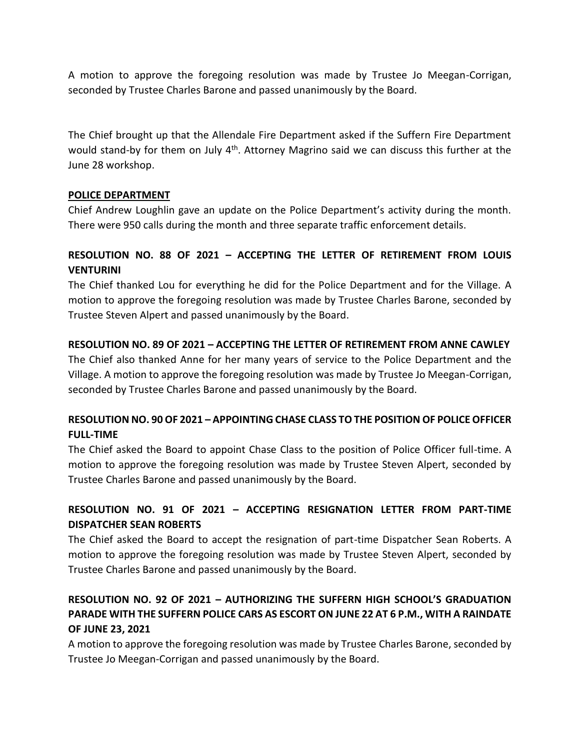A motion to approve the foregoing resolution was made by Trustee Jo Meegan-Corrigan, seconded by Trustee Charles Barone and passed unanimously by the Board.

The Chief brought up that the Allendale Fire Department asked if the Suffern Fire Department would stand-by for them on July 4th. Attorney Magrino said we can discuss this further at the June 28 workshop.

**POLICE DEPARTMENT**

Chief Andrew Loughlin gave an update on the Police Department's activity during the month. There were 950 calls during the month and three separate traffic enforcement details.

**RESOLUTION NO. 88 OF 2021 – ACCEPTING THE LETTER OF RETIREMENT FROM LOUIS VENTURINI**

The Chief thanked Lou for everything he did for the Police Department and for the Village. A motion to approve the foregoing resolution was made by Trustee Charles Barone, seconded by Trustee Steven Alpert and passed unanimously by the Board.

**RESOLUTION NO. 89 OF 2021 – ACCEPTING THE LETTER OF RETIREMENT FROM ANNE CAWLEY**

The Chief also thanked Anne for her many years of service to the Police Department and the Village. A motion to approve the foregoing resolution was made by Trustee Jo Meegan-Corrigan, seconded by Trustee Charles Barone and passed unanimously by the Board.

**RESOLUTION NO. 90 OF 2021 – APPOINTING CHASE CLASS TO THE POSITION OF POLICE OFFICER FULL-TIME**

The Chief asked the Board to appoint Chase Class to the position of Police Officer full-time. A motion to approve the foregoing resolution was made by Trustee Steven Alpert, seconded by Trustee Charles Barone and passed unanimously by the Board.

**RESOLUTION NO. 91 OF 2021 – ACCEPTING RESIGNATION LETTER FROM PART-TIME DISPATCHER SEAN ROBERTS**

The Chief asked the Board to accept the resignation of part-time Dispatcher Sean Roberts. A motion to approve the foregoing resolution was made by Trustee Steven Alpert, seconded by Trustee Charles Barone and passed unanimously by the Board.

**RESOLUTION NO. 92 OF 2021 – AUTHORIZING THE SUFFERN HIGH SCHOOL'S GRADUATION PARADE WITH THE SUFFERN POLICE CARS AS ESCORT ON JUNE 22 AT 6 P.M., WITH A RAINDATE OF JUNE 23, 2021**

A motion to approve the foregoing resolution was made by Trustee Charles Barone, seconded by Trustee Jo Meegan-Corrigan and passed unanimously by the Board.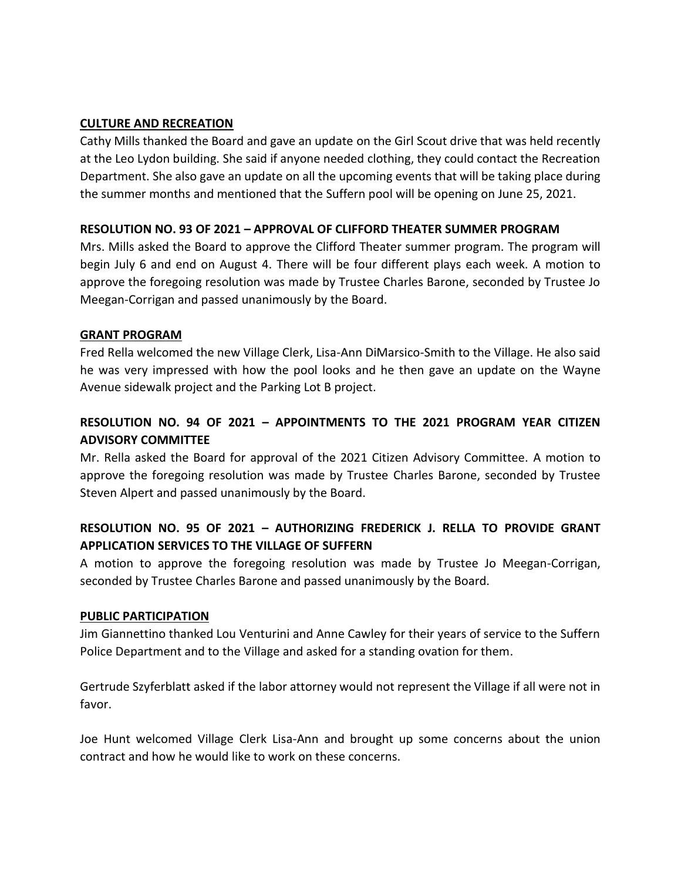**CULTURE AND RECREATION**

Cathy Mills thanked the Board and gave an update on the Girl Scout drive that was held recently at the Leo Lydon building. She said if anyone needed clothing, they could contact the Recreation Department. She also gave an update on all the upcoming events that will be taking place during the summer months and mentioned that the Suffern pool will be opening on June 25, 2021.

**RESOLUTION NO. 93 OF 2021 – APPROVAL OF CLIFFORD THEATER SUMMER PROGRAM**

Mrs. Mills asked the Board to approve the Clifford Theater summer program. The program will begin July 6 and end on August 4. There will be four different plays each week. A motion to approve the foregoing resolution was made by Trustee Charles Barone, seconded by Trustee Jo Meegan-Corrigan and passed unanimously by the Board.

**GRANT PROGRAM**

Fred Rella welcomed the new Village Clerk, Lisa-Ann DiMarsico-Smith to the Village. He also said he was very impressed with how the pool looks and he then gave an update on the Wayne Avenue sidewalk project and the Parking Lot B project.

**RESOLUTION NO. 94 OF 2021 – APPOINTMENTS TO THE 2021 PROGRAM YEAR CITIZEN ADVISORY COMMITTEE**

Mr. Rella asked the Board for approval of the 2021 Citizen Advisory Committee. A motion to approve the foregoing resolution was made by Trustee Charles Barone, seconded by Trustee Steven Alpert and passed unanimously by the Board.

**RESOLUTION NO. 95 OF 2021 – AUTHORIZING FREDERICK J. RELLA TO PROVIDE GRANT APPLICATION SERVICES TO THE VILLAGE OF SUFFERN**

A motion to approve the foregoing resolution was made by Trustee Jo Meegan-Corrigan, seconded by Trustee Charles Barone and passed unanimously by the Board.

**PUBLIC PARTICIPATION**

Jim Giannettino thanked Lou Venturini and Anne Cawley for their years of service to the Suffern Police Department and to the Village and asked for a standing ovation for them.

Gertrude Szyferblatt asked if the labor attorney would not represent the Village if all were not in favor.

Joe Hunt welcomed Village Clerk Lisa-Ann and brought up some concerns about the union contract and how he would like to work on these concerns.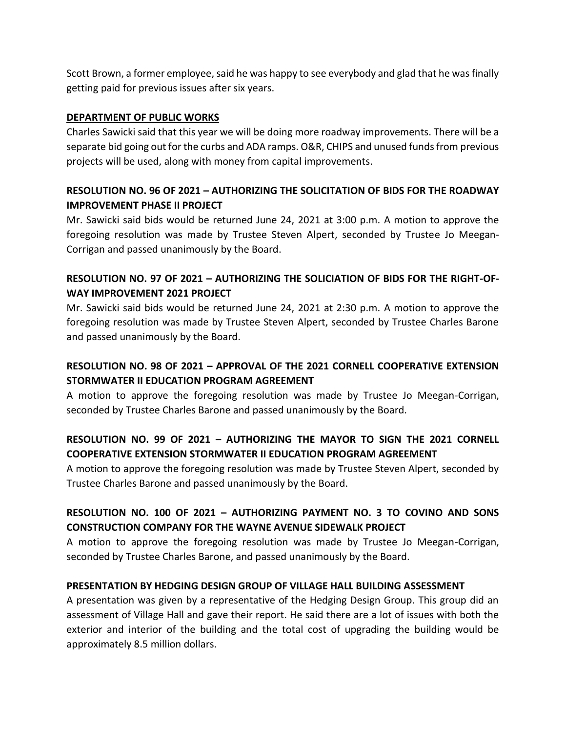Scott Brown, a former employee, said he was happy to see everybody and glad that he was finally getting paid for previous issues after six years.

## DEPARTMENT OF PUBLIC WORKS

Charles Sawicki said that this year we will be doing more roadway improvements. There will be a separate bid going out for the curbs and ADA ramps. O&R, CHIPS and unused funds from previous projects will be used, along with money from capital improvements.

### RESOLUTION NO. 96 OF 2021 – AUTHORIZING THE SOLICITATION OF BIDS FOR THE ROADWAY IMPROVEMENT PHASE II PROJECT

Mr. Sawicki said bids would be returned June 24, 2021 at 3:00 p.m. A motion to approve the foregoing resolution was made by Trustee Steven Alpert, seconded by Trustee Jo Meegan-Corrigan and passed unanimously by the Board.

### RESOLUTION NO. 97 OF 2021 – AUTHORIZING THE SOLICIATION OF BIDS FOR THE RIGHT-OF-WAY IMPROVEMENT 2021 PROJECT

Mr. Sawicki said bids would be returned June 24, 2021 at 2:30 p.m. A motion to approve the foregoing resolution was made by Trustee Steven Alpert, seconded by Trustee Charles Barone and passed unanimously by the Board.

### RESOLUTION NO. 98 OF 2021 – APPROVAL OF THE 2021 CORNELL COOPERATIVE EXTENSION STORMWATER II EDUCATION PROGRAM AGREEMENT

A motion to approve the foregoing resolution was made by Trustee Jo Meegan-Corrigan, seconded by Trustee Charles Barone and passed unanimously by the Board.

### RESOLUTION NO. 99 OF 2021 – AUTHORIZING THE MAYOR TO SIGN THE 2021 CORNELL COOPERATIVE EXTENSION STORMWATER II EDUCATION PROGRAM AGREEMENT

A motion to approve the foregoing resolution was made by Trustee Steven Alpert, seconded by Trustee Charles Barone and passed unanimously by the Board.

### RESOLUTION NO. 100 OF 2021 – AUTHORIZING PAYMENT NO. 3 TO COVINO AND SONS CONSTRUCTION COMPANY FOR THE WAYNE AVENUE SIDEWALK PROJECT

A motion to approve the foregoing resolution was made by Trustee Jo Meegan-Corrigan, seconded by Trustee Charles Barone, and passed unanimously by the Board.

### PRESENTATION BY HEDGING DESIGN GROUP OF VILLAGE HALL BUILDING ASSESSMENT

A presentation was given by a representative of the Hedging Design Group. This group did an assessment of Village Hall and gave their report. He said there are a lot of issues with both the exterior and interior of the building and the total cost of upgrading the building would be approximately 8.5 million dollars.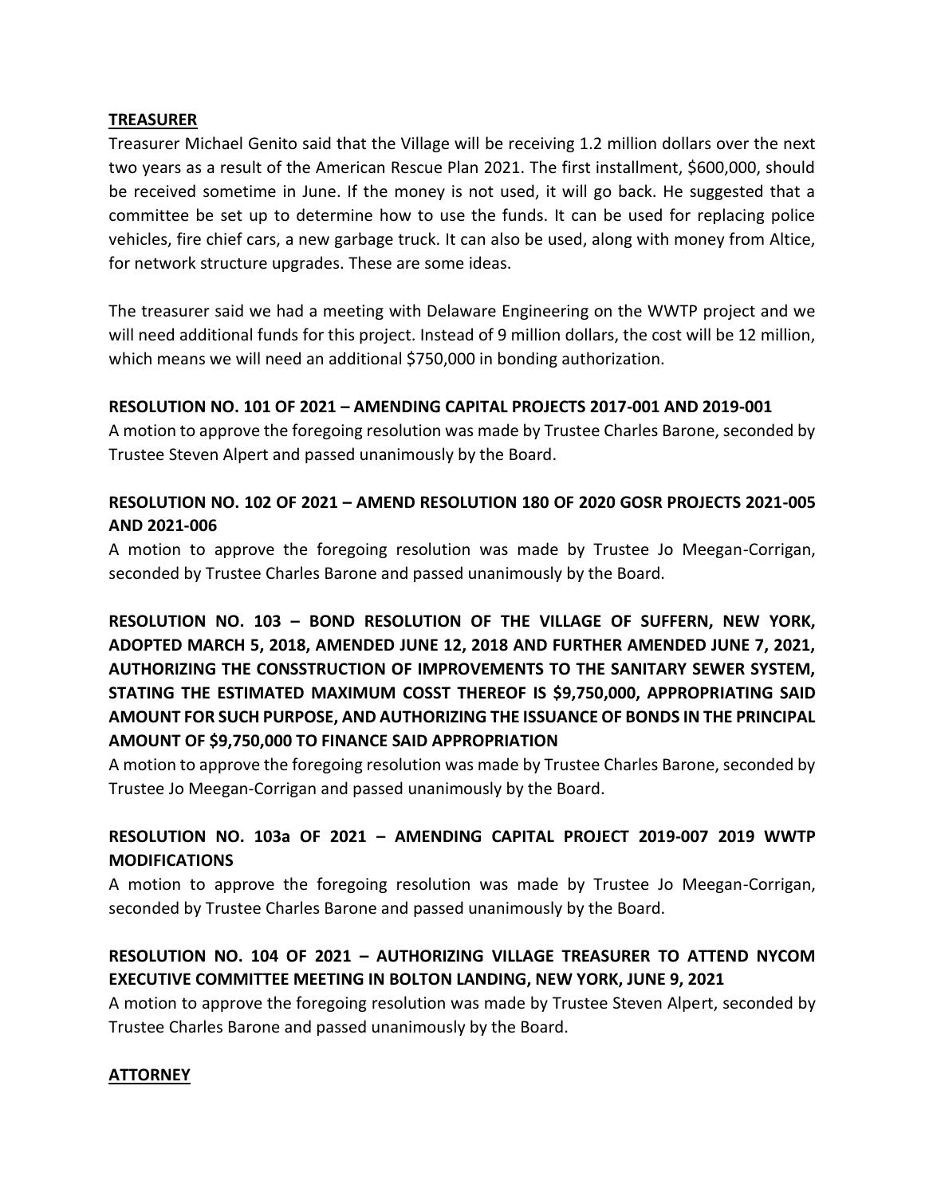**TREASURER**

Treasurer Michael Genito said that the Village will be receiving 1.2 million dollars over the next two years as a result of the American Rescue Plan 2021. The first installment, $600,000, should be received sometime in June. If the money is not used, it will go back. He suggested that a committee be set up to determine how to use the funds. It can be used for replacing police vehicles, fire chief cars, a new garbage truck. It can also be used, along with money from Altice, for network structure upgrades. These are some ideas.

The treasurer said we had a meeting with Delaware Engineering on the WWTP project and we will need additional funds for this project. Instead of 9 million dollars, the cost will be 12 million, which means we will need an additional $750,000 in bonding authorization.

**RESOLUTION NO. 101 OF 2021 – AMENDING CAPITAL PROJECTS 2017-001 AND 2019-001**

A motion to approve the foregoing resolution was made by Trustee Charles Barone, seconded by Trustee Steven Alpert and passed unanimously by the Board.

**RESOLUTION NO. 102 OF 2021 – AMEND RESOLUTION 180 OF 2020 GOSR PROJECTS 2021-005 AND 2021-006**

A motion to approve the foregoing resolution was made by Trustee Jo Meegan-Corrigan, seconded by Trustee Charles Barone and passed unanimously by the Board.

**RESOLUTION NO. 103 – BOND RESOLUTION OF THE VILLAGE OF SUFFERN, NEW YORK, ADOPTED MARCH 5, 2018, AMENDED JUNE 12, 2018 AND FURTHER AMENDED JUNE 7, 2021, AUTHORIZING THE CONSSTRUCTION OF IMPROVEMENTS TO THE SANITARY SEWER SYSTEM, STATING THE ESTIMATED MAXIMUM COSST THEREOF IS $9,750,000, APPROPRIATING SAID AMOUNT FOR SUCH PURPOSE, AND AUTHORIZING THE ISSUANCE OF BONDS IN THE PRINCIPAL AMOUNT OF $9,750,000 TO FINANCE SAID APPROPRIATION**

A motion to approve the foregoing resolution was made by Trustee Charles Barone, seconded by Trustee Jo Meegan-Corrigan and passed unanimously by the Board.

**RESOLUTION NO. 103a OF 2021 – AMENDING CAPITAL PROJECT 2019-007 2019 WWTP MODIFICATIONS**

A motion to approve the foregoing resolution was made by Trustee Jo Meegan-Corrigan, seconded by Trustee Charles Barone and passed unanimously by the Board.

**RESOLUTION NO. 104 OF 2021 – AUTHORIZING VILLAGE TREASURER TO ATTEND NYCOM EXECUTIVE COMMITTEE MEETING IN BOLTON LANDING, NEW YORK, JUNE 9, 2021**

A motion to approve the foregoing resolution was made by Trustee Steven Alpert, seconded by Trustee Charles Barone and passed unanimously by the Board.

**ATTORNEY**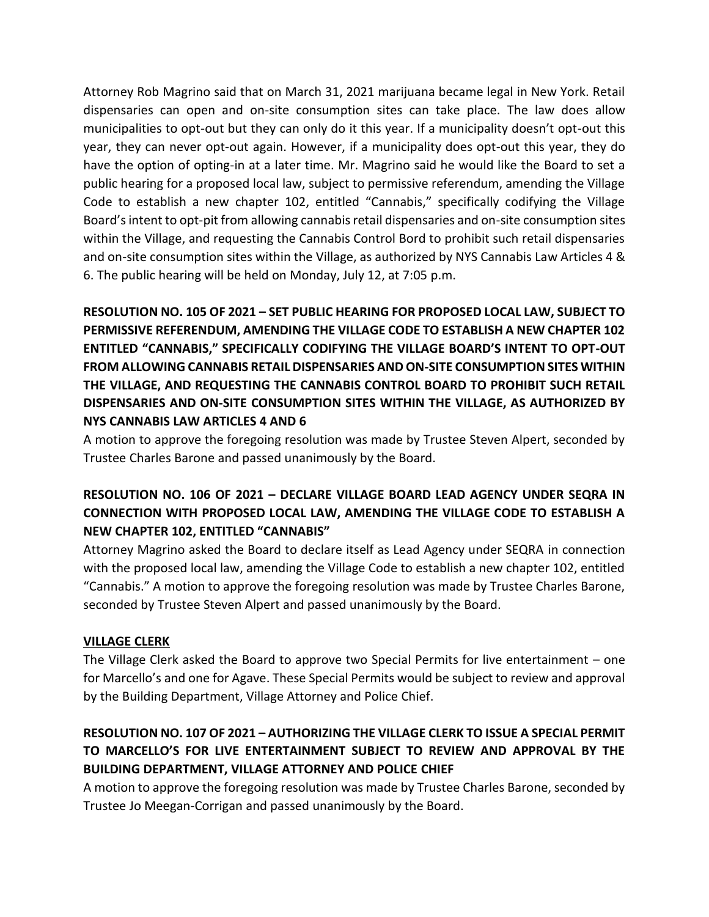Attorney Rob Magrino said that on March 31, 2021 marijuana became legal in New York. Retail dispensaries can open and on-site consumption sites can take place. The law does allow municipalities to opt-out but they can only do it this year. If a municipality doesn't opt-out this year, they can never opt-out again. However, if a municipality does opt-out this year, they do have the option of opting-in at a later time. Mr. Magrino said he would like the Board to set a public hearing for a proposed local law, subject to permissive referendum, amending the Village Code to establish a new chapter 102, entitled "Cannabis," specifically codifying the Village Board's intent to opt-pit from allowing cannabis retail dispensaries and on-site consumption sites within the Village, and requesting the Cannabis Control Bord to prohibit such retail dispensaries and on-site consumption sites within the Village, as authorized by NYS Cannabis Law Articles 4 & 6. The public hearing will be held on Monday, July 12, at 7:05 p.m.

**RESOLUTION NO. 105 OF 2021 – SET PUBLIC HEARING FOR PROPOSED LOCAL LAW, SUBJECT TO PERMISSIVE REFERENDUM, AMENDING THE VILLAGE CODE TO ESTABLISH A NEW CHAPTER 102 ENTITLED "CANNABIS," SPECIFICALLY CODIFYING THE VILLAGE BOARD'S INTENT TO OPT-OUT FROM ALLOWING CANNABIS RETAIL DISPENSARIES AND ON-SITE CONSUMPTION SITES WITHIN THE VILLAGE, AND REQUESTING THE CANNABIS CONTROL BOARD TO PROHIBIT SUCH RETAIL DISPENSARIES AND ON-SITE CONSUMPTION SITES WITHIN THE VILLAGE, AS AUTHORIZED BY NYS CANNABIS LAW ARTICLES 4 AND 6**

A motion to approve the foregoing resolution was made by Trustee Steven Alpert, seconded by Trustee Charles Barone and passed unanimously by the Board.

**RESOLUTION NO. 106 OF 2021 – DECLARE VILLAGE BOARD LEAD AGENCY UNDER SEQRA IN CONNECTION WITH PROPOSED LOCAL LAW, AMENDING THE VILLAGE CODE TO ESTABLISH A NEW CHAPTER 102, ENTITLED "CANNABIS"**

Attorney Magrino asked the Board to declare itself as Lead Agency under SEQRA in connection with the proposed local law, amending the Village Code to establish a new chapter 102, entitled "Cannabis." A motion to approve the foregoing resolution was made by Trustee Charles Barone, seconded by Trustee Steven Alpert and passed unanimously by the Board.

**VILLAGE CLERK**

The Village Clerk asked the Board to approve two Special Permits for live entertainment – one for Marcello's and one for Agave. These Special Permits would be subject to review and approval by the Building Department, Village Attorney and Police Chief.

**RESOLUTION NO. 107 OF 2021 – AUTHORIZING THE VILLAGE CLERK TO ISSUE A SPECIAL PERMIT TO MARCELLO'S FOR LIVE ENTERTAINMENT SUBJECT TO REVIEW AND APPROVAL BY THE BUILDING DEPARTMENT, VILLAGE ATTORNEY AND POLICE CHIEF**

A motion to approve the foregoing resolution was made by Trustee Charles Barone, seconded by Trustee Jo Meegan-Corrigan and passed unanimously by the Board.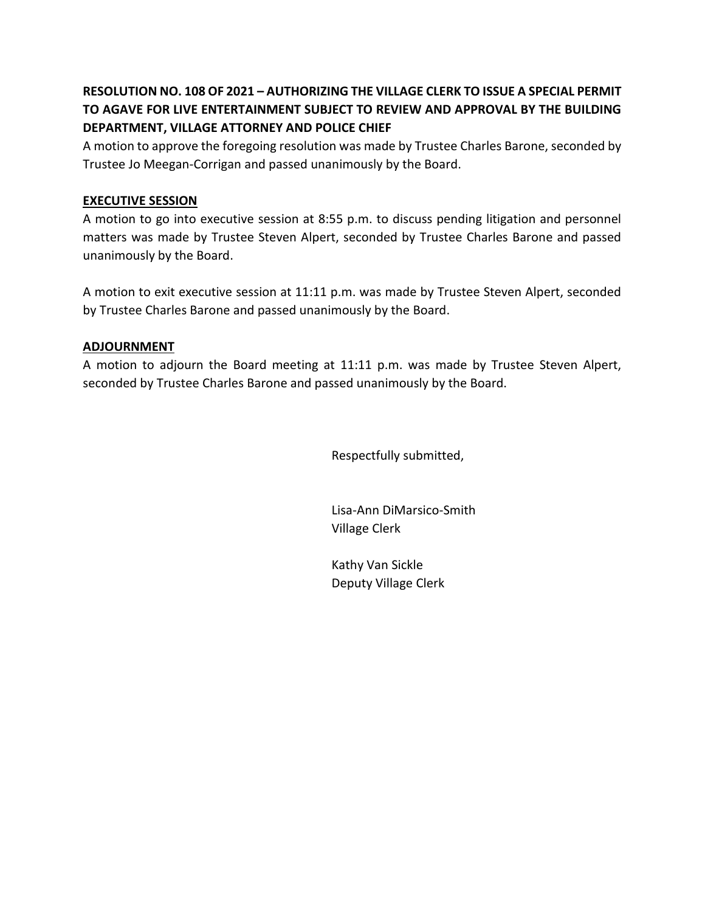**RESOLUTION NO. 108 OF 2021 – AUTHORIZING THE VILLAGE CLERK TO ISSUE A SPECIAL PERMIT TO AGAVE FOR LIVE ENTERTAINMENT SUBJECT TO REVIEW AND APPROVAL BY THE BUILDING DEPARTMENT, VILLAGE ATTORNEY AND POLICE CHIEF**

A motion to approve the foregoing resolution was made by Trustee Charles Barone, seconded by Trustee Jo Meegan-Corrigan and passed unanimously by the Board.

**EXECUTIVE SESSION**

A motion to go into executive session at 8:55 p.m. to discuss pending litigation and personnel matters was made by Trustee Steven Alpert, seconded by Trustee Charles Barone and passed unanimously by the Board.

A motion to exit executive session at 11:11 p.m. was made by Trustee Steven Alpert, seconded by Trustee Charles Barone and passed unanimously by the Board.

**ADJOURNMENT**

A motion to adjourn the Board meeting at 11:11 p.m. was made by Trustee Steven Alpert, seconded by Trustee Charles Barone and passed unanimously by the Board.

Respectfully submitted,

Lisa-Ann DiMarsico-Smith
Village Clerk

Kathy Van Sickle
Deputy Village Clerk